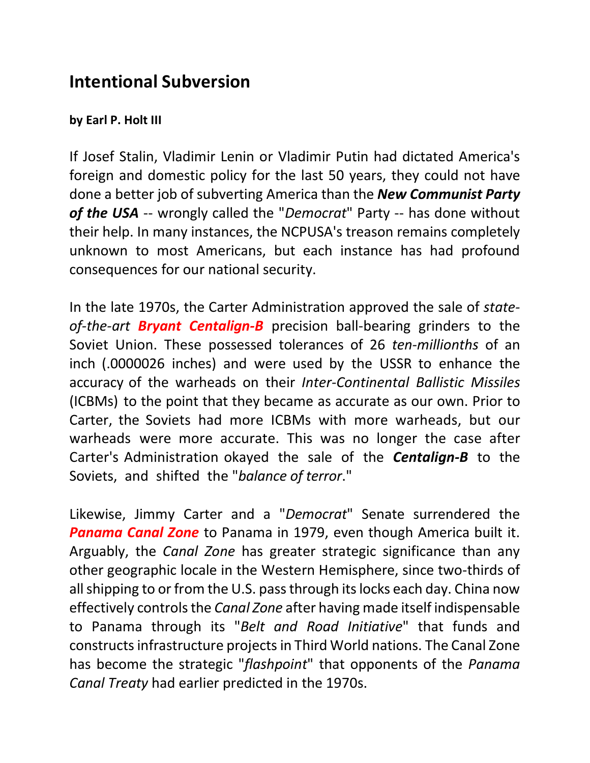## Intentional Subversion

**by Earl P. Holt III**

If Josef Stalin, Vladimir Lenin or Vladimir Putin had dictated America's foreign and domestic policy for the last 50 years, they could not have done a better job of subverting America than the ***New Communist Party of the USA*** -- wrongly called the "*Democrat*" Party -- has done without their help. In many instances, the NCPUSA's treason remains completely unknown to most Americans, but each instance has had profound consequences for our national security.

In the late 1970s, the Carter Administration approved the sale of *state-of-the-art* ***Bryant Centalign-B*** precision ball-bearing grinders to the Soviet Union. These possessed tolerances of 26 *ten-millionths* of an inch (.0000026 inches) and were used by the USSR to enhance the accuracy of the warheads on their *Inter-Continental Ballistic Missiles* (ICBMs) to the point that they became as accurate as our own. Prior to Carter, the Soviets had more ICBMs with more warheads, but our warheads were more accurate. This was no longer the case after Carter's Administration okayed the sale of the ***Centalign-B*** to the Soviets, and shifted the "*balance of terror*."

Likewise, Jimmy Carter and a "*Democrat*" Senate surrendered the ***Panama Canal Zone*** to Panama in 1979, even though America built it. Arguably, the *Canal Zone* has greater strategic significance than any other geographic locale in the Western Hemisphere, since two-thirds of all shipping to or from the U.S. pass through its locks each day. China now effectively controls the *Canal Zone* after having made itself indispensable to Panama through its "*Belt and Road Initiative*" that funds and constructs infrastructure projects in Third World nations. The Canal Zone has become the strategic "*flashpoint*" that opponents of the *Panama Canal Treaty* had earlier predicted in the 1970s.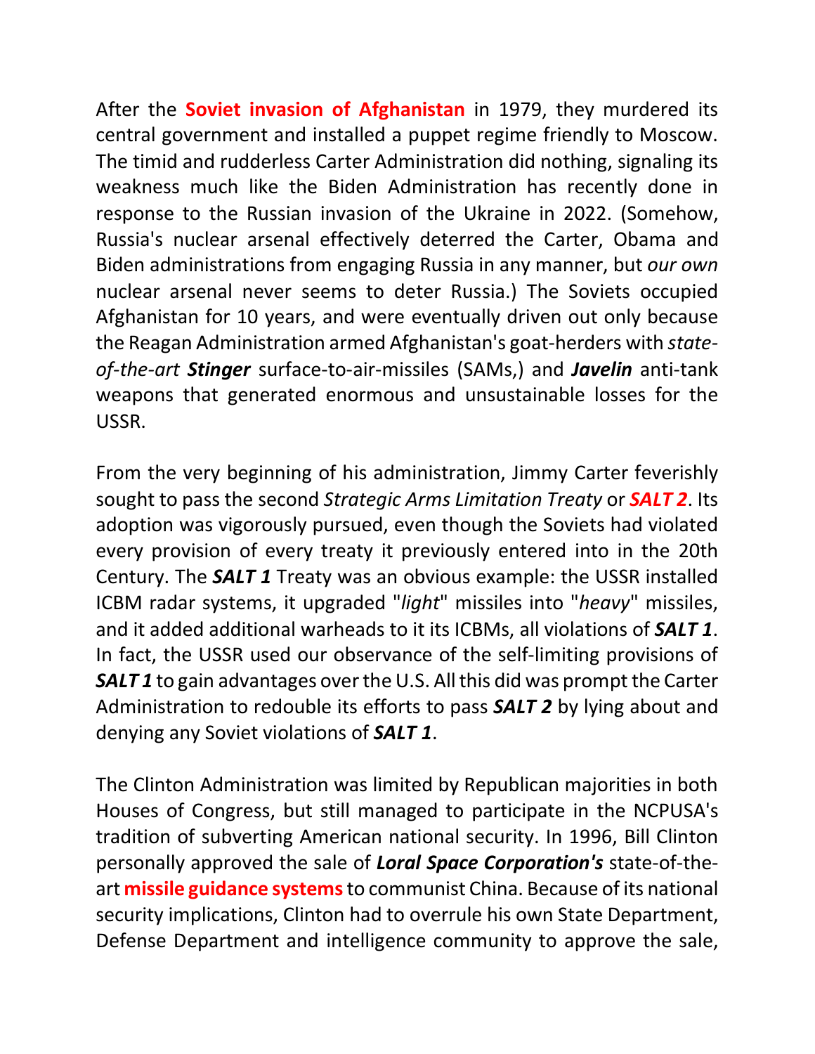After the **Soviet invasion of Afghanistan** in 1979, they murdered its central government and installed a puppet regime friendly to Moscow. The timid and rudderless Carter Administration did nothing, signaling its weakness much like the Biden Administration has recently done in response to the Russian invasion of the Ukraine in 2022. (Somehow, Russia's nuclear arsenal effectively deterred the Carter, Obama and Biden administrations from engaging Russia in any manner, but *our own* nuclear arsenal never seems to deter Russia.) The Soviets occupied Afghanistan for 10 years, and were eventually driven out only because the Reagan Administration armed Afghanistan's goat-herders with *state-of-the-art* ***Stinger*** surface-to-air-missiles (SAMs,) and ***Javelin*** anti-tank weapons that generated enormous and unsustainable losses for the USSR.

From the very beginning of his administration, Jimmy Carter feverishly sought to pass the second *Strategic Arms Limitation Treaty* or ***SALT 2***. Its adoption was vigorously pursued, even though the Soviets had violated every provision of every treaty it previously entered into in the 20th Century. The ***SALT 1*** Treaty was an obvious example: the USSR installed ICBM radar systems, it upgraded "*light*" missiles into "*heavy*" missiles, and it added additional warheads to it its ICBMs, all violations of ***SALT 1***. In fact, the USSR used our observance of the self-limiting provisions of ***SALT 1*** to gain advantages over the U.S. All this did was prompt the Carter Administration to redouble its efforts to pass ***SALT 2*** by lying about and denying any Soviet violations of ***SALT 1***.

The Clinton Administration was limited by Republican majorities in both Houses of Congress, but still managed to participate in the NCPUSA's tradition of subverting American national security. In 1996, Bill Clinton personally approved the sale of ***Loral Space Corporation's*** state-of-the-art **missile guidance systems** to communist China. Because of its national security implications, Clinton had to overrule his own State Department, Defense Department and intelligence community to approve the sale,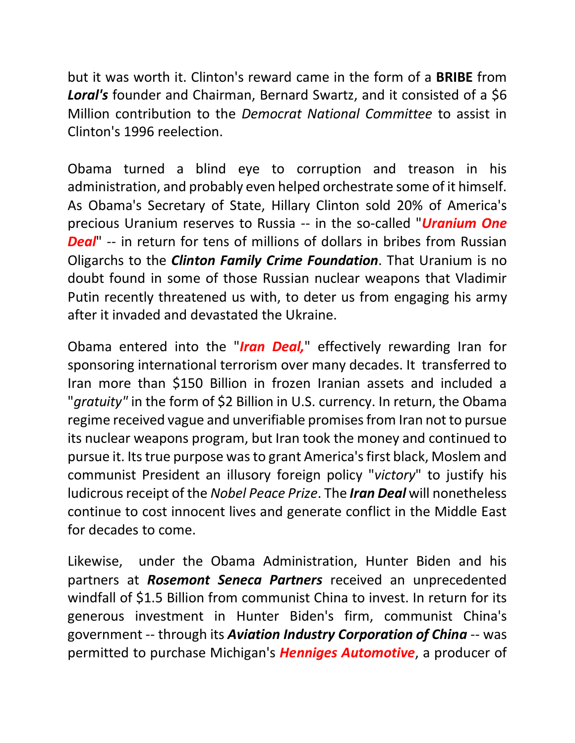but it was worth it. Clinton's reward came in the form of a **BRIBE** from ***Loral's*** founder and Chairman, Bernard Swartz, and it consisted of a $6 Million contribution to the *Democrat National Committee* to assist in Clinton's 1996 reelection.

Obama turned a blind eye to corruption and treason in his administration, and probably even helped orchestrate some of it himself. As Obama's Secretary of State, Hillary Clinton sold 20% of America's precious Uranium reserves to Russia -- in the so-called "***Uranium One Deal***" -- in return for tens of millions of dollars in bribes from Russian Oligarchs to the ***Clinton Family Crime Foundation***. That Uranium is no doubt found in some of those Russian nuclear weapons that Vladimir Putin recently threatened us with, to deter us from engaging his army after it invaded and devastated the Ukraine.

Obama entered into the "***Iran Deal,***" effectively rewarding Iran for sponsoring international terrorism over many decades. It transferred to Iran more than $150 Billion in frozen Iranian assets and included a "*gratuity"* in the form of $2 Billion in U.S. currency. In return, the Obama regime received vague and unverifiable promises from Iran not to pursue its nuclear weapons program, but Iran took the money and continued to pursue it. Its true purpose was to grant America's first black, Moslem and communist President an illusory foreign policy "*victory*" to justify his ludicrous receipt of the *Nobel Peace Prize*. The ***Iran Deal*** will nonetheless continue to cost innocent lives and generate conflict in the Middle East for decades to come.

Likewise, under the Obama Administration, Hunter Biden and his partners at ***Rosemont Seneca Partners*** received an unprecedented windfall of $1.5 Billion from communist China to invest. In return for its generous investment in Hunter Biden's firm, communist China's government -- through its ***Aviation Industry Corporation of China*** -- was permitted to purchase Michigan's ***Henniges Automotive***, a producer of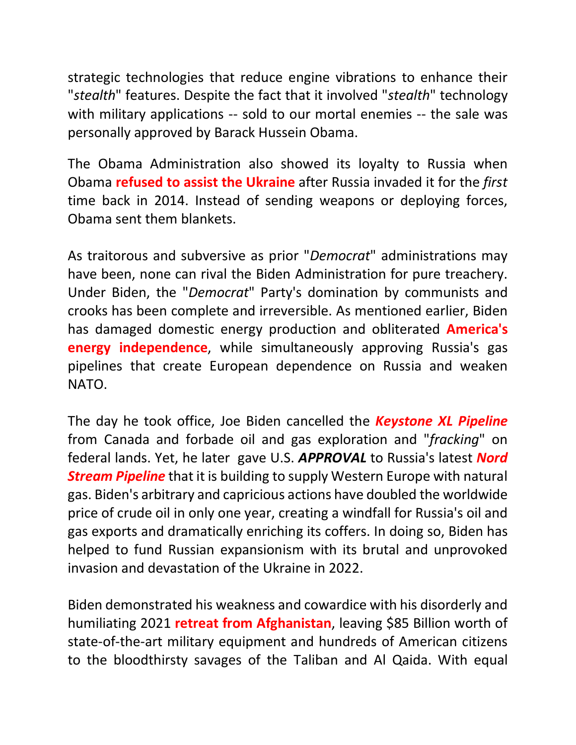strategic technologies that reduce engine vibrations to enhance their "*stealth*" features. Despite the fact that it involved "*stealth*" technology with military applications -- sold to our mortal enemies -- the sale was personally approved by Barack Hussein Obama.

The Obama Administration also showed its loyalty to Russia when Obama **refused to assist the Ukraine** after Russia invaded it for the *first* time back in 2014. Instead of sending weapons or deploying forces, Obama sent them blankets.

As traitorous and subversive as prior "*Democrat*" administrations may have been, none can rival the Biden Administration for pure treachery. Under Biden, the "*Democrat*" Party's domination by communists and crooks has been complete and irreversible. As mentioned earlier, Biden has damaged domestic energy production and obliterated **America's energy independence**, while simultaneously approving Russia's gas pipelines that create European dependence on Russia and weaken NATO.

The day he took office, Joe Biden cancelled the ***Keystone XL Pipeline*** from Canada and forbade oil and gas exploration and "*fracking*" on federal lands. Yet, he later gave U.S. ***APPROVAL*** to Russia's latest ***Nord Stream Pipeline*** that it is building to supply Western Europe with natural gas. Biden's arbitrary and capricious actions have doubled the worldwide price of crude oil in only one year, creating a windfall for Russia's oil and gas exports and dramatically enriching its coffers. In doing so, Biden has helped to fund Russian expansionism with its brutal and unprovoked invasion and devastation of the Ukraine in 2022.

Biden demonstrated his weakness and cowardice with his disorderly and humiliating 2021 **retreat from Afghanistan**, leaving $85 Billion worth of state-of-the-art military equipment and hundreds of American citizens to the bloodthirsty savages of the Taliban and Al Qaida. With equal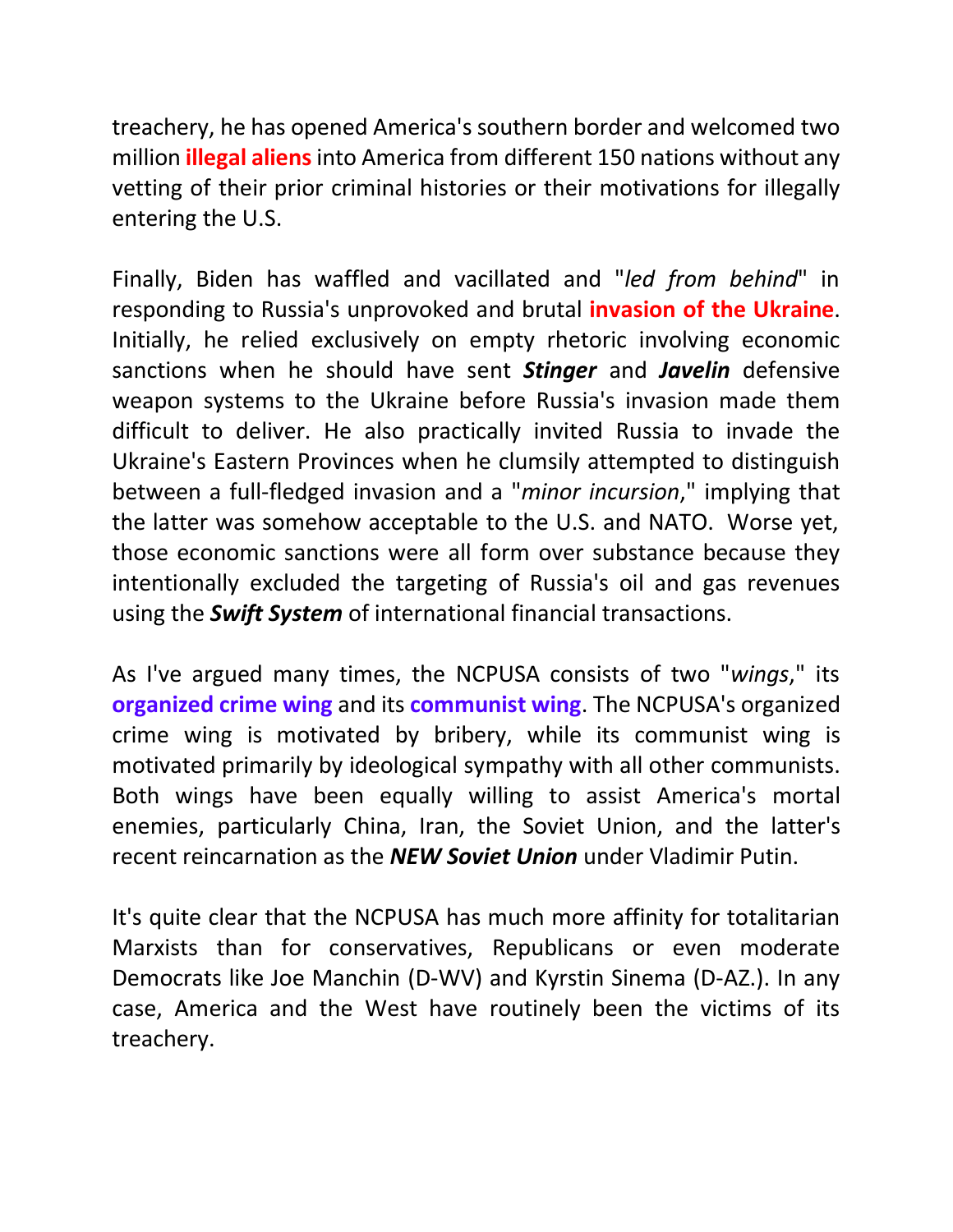treachery, he has opened America's southern border and welcomed two million **illegal aliens** into America from different 150 nations without any vetting of their prior criminal histories or their motivations for illegally entering the U.S.

Finally, Biden has waffled and vacillated and "*led from behind*" in responding to Russia's unprovoked and brutal **invasion of the Ukraine**. Initially, he relied exclusively on empty rhetoric involving economic sanctions when he should have sent ***Stinger*** and ***Javelin*** defensive weapon systems to the Ukraine before Russia's invasion made them difficult to deliver. He also practically invited Russia to invade the Ukraine's Eastern Provinces when he clumsily attempted to distinguish between a full-fledged invasion and a "*minor incursion*," implying that the latter was somehow acceptable to the U.S. and NATO. Worse yet, those economic sanctions were all form over substance because they intentionally excluded the targeting of Russia's oil and gas revenues using the ***Swift System*** of international financial transactions.

As I've argued many times, the NCPUSA consists of two "*wings*," its **organized crime wing** and its **communist wing**. The NCPUSA's organized crime wing is motivated by bribery, while its communist wing is motivated primarily by ideological sympathy with all other communists. Both wings have been equally willing to assist America's mortal enemies, particularly China, Iran, the Soviet Union, and the latter's recent reincarnation as the ***NEW Soviet Union*** under Vladimir Putin.

It's quite clear that the NCPUSA has much more affinity for totalitarian Marxists than for conservatives, Republicans or even moderate Democrats like Joe Manchin (D-WV) and Kyrstin Sinema (D-AZ.). In any case, America and the West have routinely been the victims of its treachery.